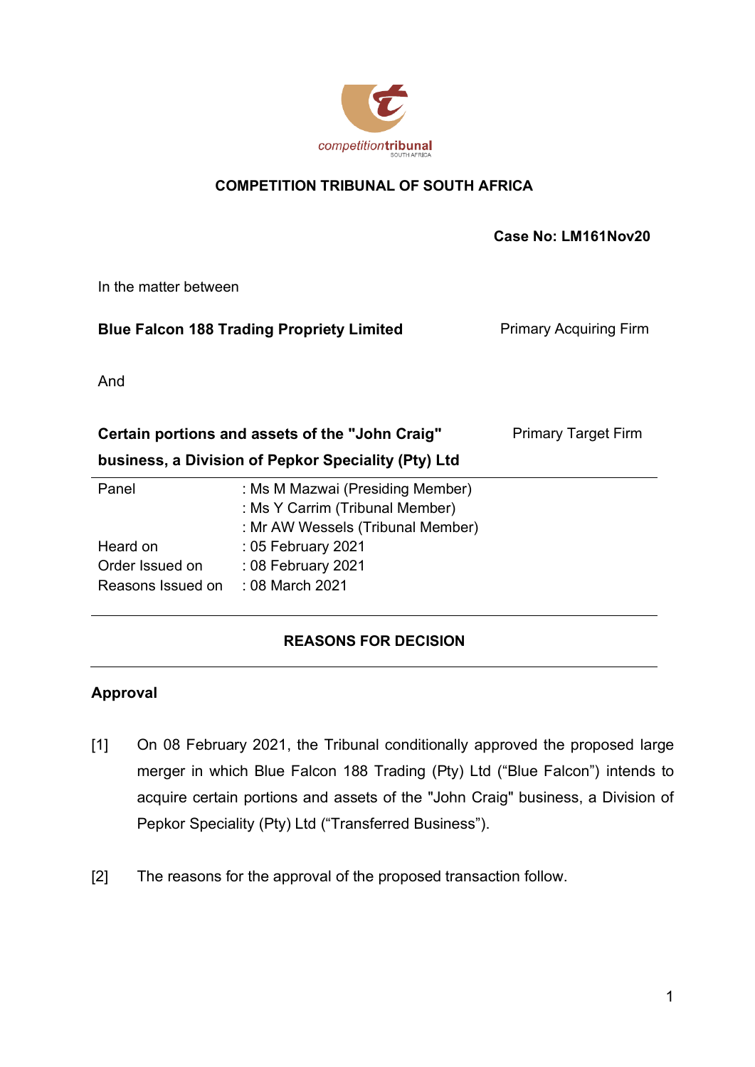**COMPETITION TRIBUNAL OF SOUTH AFRICA**

**Case No: LM161Nov20**

In the matter between

**Blue Falcon 188 Trading Propriety Limited** — Primary Acquiring Firm

And

**Certain portions and assets of the "John Craig" business, a Division of Pepkor Speciality (Pty) Ltd** — Primary Target Firm

| | |
|---|---|
| Panel | : Ms M Mazwai (Presiding Member) |
| | : Ms Y Carrim (Tribunal Member) |
| | : Mr AW Wessels (Tribunal Member) |
| Heard on | : 05 February 2021 |
| Order Issued on | : 08 February 2021 |
| Reasons Issued on | : 08 March 2021 |

---

## REASONS FOR DECISION

---

### Approval

[1] On 08 February 2021, the Tribunal conditionally approved the proposed large merger in which Blue Falcon 188 Trading (Pty) Ltd ("Blue Falcon") intends to acquire certain portions and assets of the "John Craig" business, a Division of Pepkor Speciality (Pty) Ltd ("Transferred Business").

[2] The reasons for the approval of the proposed transaction follow.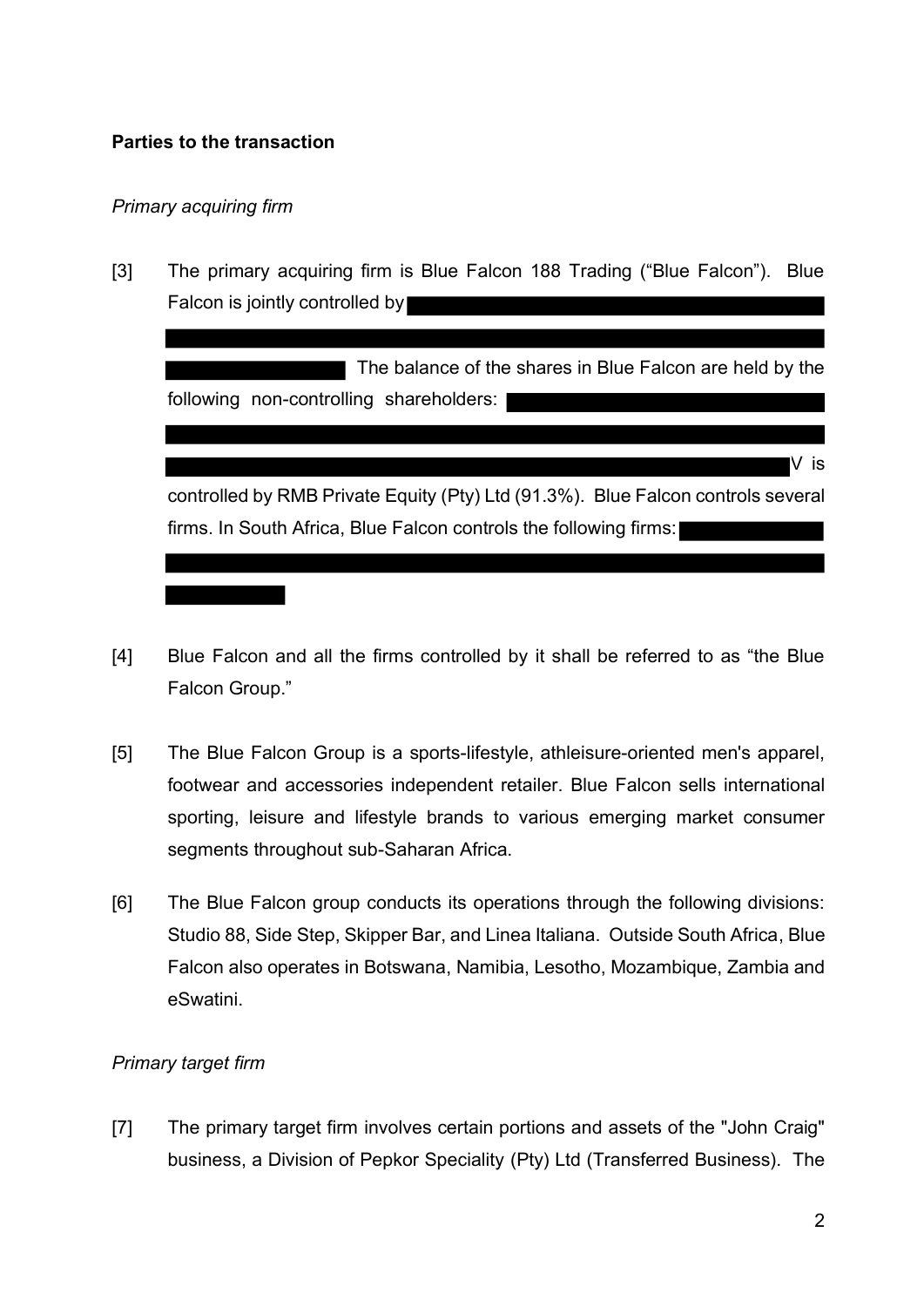**Parties to the transaction**

*Primary acquiring firm*

[3] The primary acquiring firm is Blue Falcon 188 Trading ("Blue Falcon"). Blue Falcon is jointly controlled by [REDACTED] The balance of the shares in Blue Falcon are held by the following non-controlling shareholders: [REDACTED] V is controlled by RMB Private Equity (Pty) Ltd (91.3%). Blue Falcon controls several firms. In South Africa, Blue Falcon controls the following firms: [REDACTED]

[4] Blue Falcon and all the firms controlled by it shall be referred to as "the Blue Falcon Group."

[5] The Blue Falcon Group is a sports-lifestyle, athleisure-oriented men's apparel, footwear and accessories independent retailer. Blue Falcon sells international sporting, leisure and lifestyle brands to various emerging market consumer segments throughout sub-Saharan Africa.

[6] The Blue Falcon group conducts its operations through the following divisions: Studio 88, Side Step, Skipper Bar, and Linea Italiana. Outside South Africa, Blue Falcon also operates in Botswana, Namibia, Lesotho, Mozambique, Zambia and eSwatini.

*Primary target firm*

[7] The primary target firm involves certain portions and assets of the "John Craig" business, a Division of Pepkor Speciality (Pty) Ltd (Transferred Business). The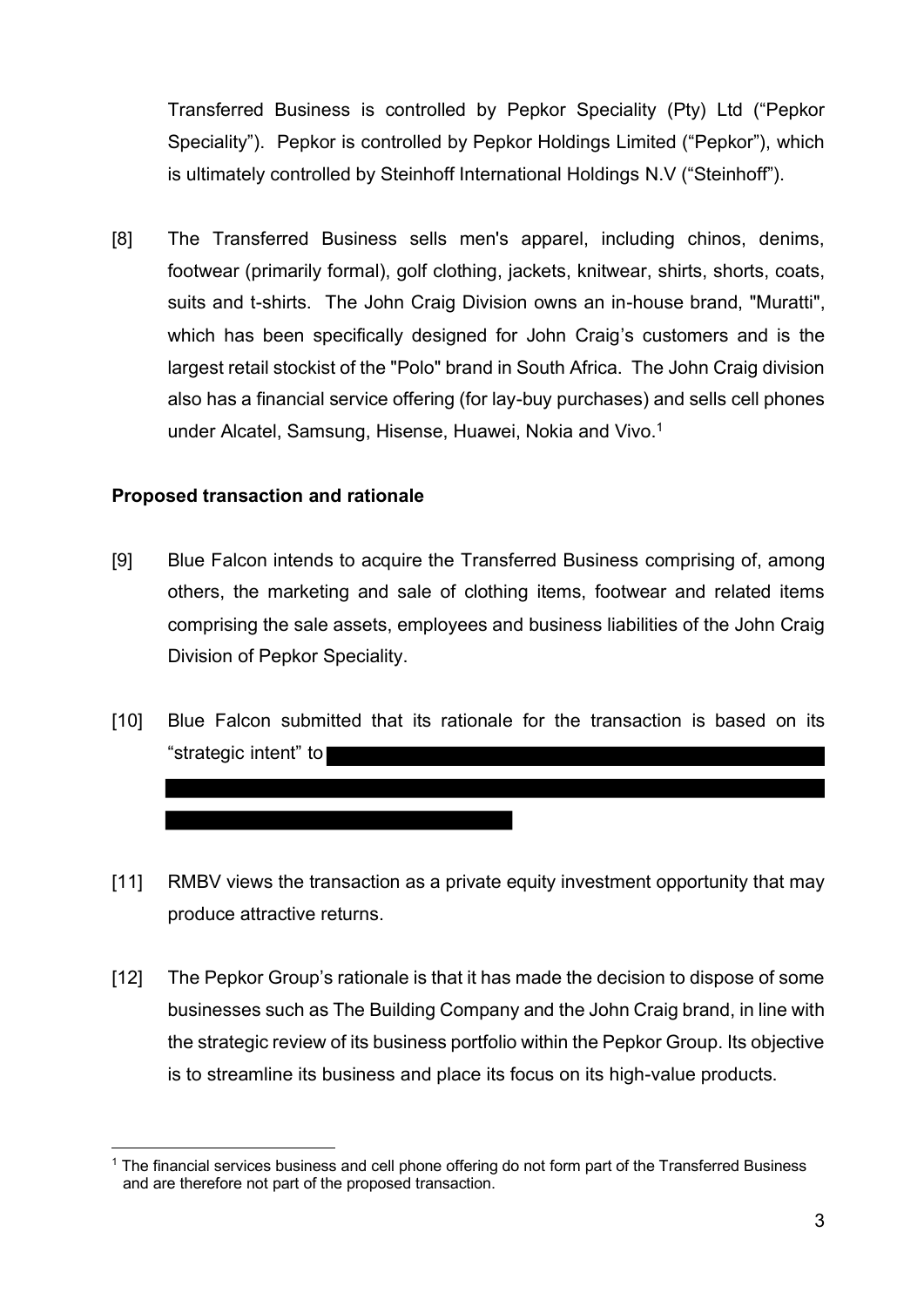Transferred Business is controlled by Pepkor Speciality (Pty) Ltd ("Pepkor Speciality"). Pepkor is controlled by Pepkor Holdings Limited ("Pepkor"), which is ultimately controlled by Steinhoff International Holdings N.V ("Steinhoff").

[8] The Transferred Business sells men's apparel, including chinos, denims, footwear (primarily formal), golf clothing, jackets, knitwear, shirts, shorts, coats, suits and t-shirts. The John Craig Division owns an in-house brand, "Muratti", which has been specifically designed for John Craig's customers and is the largest retail stockist of the "Polo" brand in South Africa. The John Craig division also has a financial service offering (for lay-buy purchases) and sells cell phones under Alcatel, Samsung, Hisense, Huawei, Nokia and Vivo.[1]

**Proposed transaction and rationale**

[9] Blue Falcon intends to acquire the Transferred Business comprising of, among others, the marketing and sale of clothing items, footwear and related items comprising the sale assets, employees and business liabilities of the John Craig Division of Pepkor Speciality.

[10] Blue Falcon submitted that its rationale for the transaction is based on its "strategic intent" to [REDACTED]

[11] RMBV views the transaction as a private equity investment opportunity that may produce attractive returns.

[12] The Pepkor Group's rationale is that it has made the decision to dispose of some businesses such as The Building Company and the John Craig brand, in line with the strategic review of its business portfolio within the Pepkor Group. Its objective is to streamline its business and place its focus on its high-value products.

---

[1] The financial services business and cell phone offering do not form part of the Transferred Business and are therefore not part of the proposed transaction.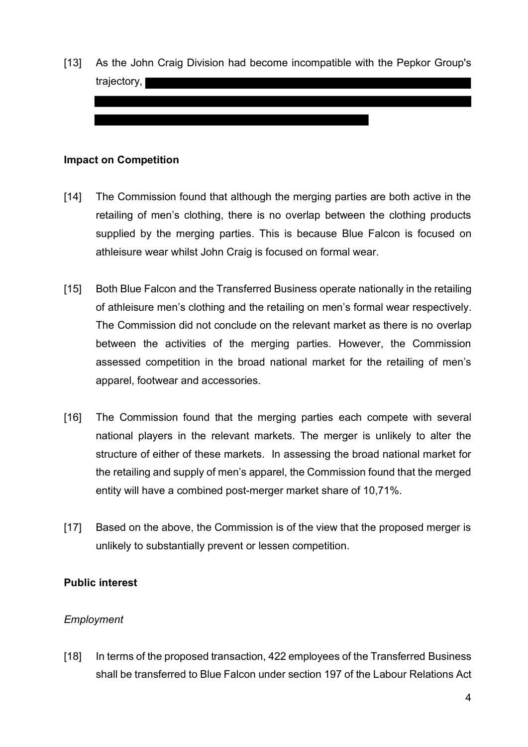[13] As the John Craig Division had become incompatible with the Pepkor Group's trajectory, [REDACTED]

**Impact on Competition**

[14] The Commission found that although the merging parties are both active in the retailing of men's clothing, there is no overlap between the clothing products supplied by the merging parties. This is because Blue Falcon is focused on athleisure wear whilst John Craig is focused on formal wear.

[15] Both Blue Falcon and the Transferred Business operate nationally in the retailing of athleisure men's clothing and the retailing on men's formal wear respectively. The Commission did not conclude on the relevant market as there is no overlap between the activities of the merging parties. However, the Commission assessed competition in the broad national market for the retailing of men's apparel, footwear and accessories.

[16] The Commission found that the merging parties each compete with several national players in the relevant markets. The merger is unlikely to alter the structure of either of these markets. In assessing the broad national market for the retailing and supply of men's apparel, the Commission found that the merged entity will have a combined post-merger market share of 10,71%.

[17] Based on the above, the Commission is of the view that the proposed merger is unlikely to substantially prevent or lessen competition.

**Public interest**

*Employment*

[18] In terms of the proposed transaction, 422 employees of the Transferred Business shall be transferred to Blue Falcon under section 197 of the Labour Relations Act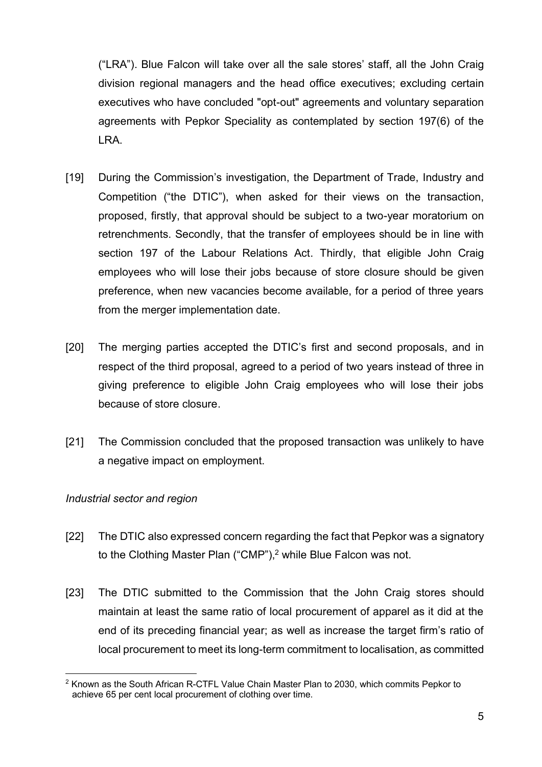("LRA"). Blue Falcon will take over all the sale stores' staff, all the John Craig division regional managers and the head office executives; excluding certain executives who have concluded "opt-out" agreements and voluntary separation agreements with Pepkor Speciality as contemplated by section 197(6) of the LRA.

[19] During the Commission's investigation, the Department of Trade, Industry and Competition ("the DTIC"), when asked for their views on the transaction, proposed, firstly, that approval should be subject to a two-year moratorium on retrenchments. Secondly, that the transfer of employees should be in line with section 197 of the Labour Relations Act. Thirdly, that eligible John Craig employees who will lose their jobs because of store closure should be given preference, when new vacancies become available, for a period of three years from the merger implementation date.

[20] The merging parties accepted the DTIC's first and second proposals, and in respect of the third proposal, agreed to a period of two years instead of three in giving preference to eligible John Craig employees who will lose their jobs because of store closure.

[21] The Commission concluded that the proposed transaction was unlikely to have a negative impact on employment.

*Industrial sector and region*

[22] The DTIC also expressed concern regarding the fact that Pepkor was a signatory to the Clothing Master Plan ("CMP"),[2] while Blue Falcon was not.

[23] The DTIC submitted to the Commission that the John Craig stores should maintain at least the same ratio of local procurement of apparel as it did at the end of its preceding financial year; as well as increase the target firm's ratio of local procurement to meet its long-term commitment to localisation, as committed

---

[2] Known as the South African R-CTFL Value Chain Master Plan to 2030, which commits Pepkor to achieve 65 per cent local procurement of clothing over time.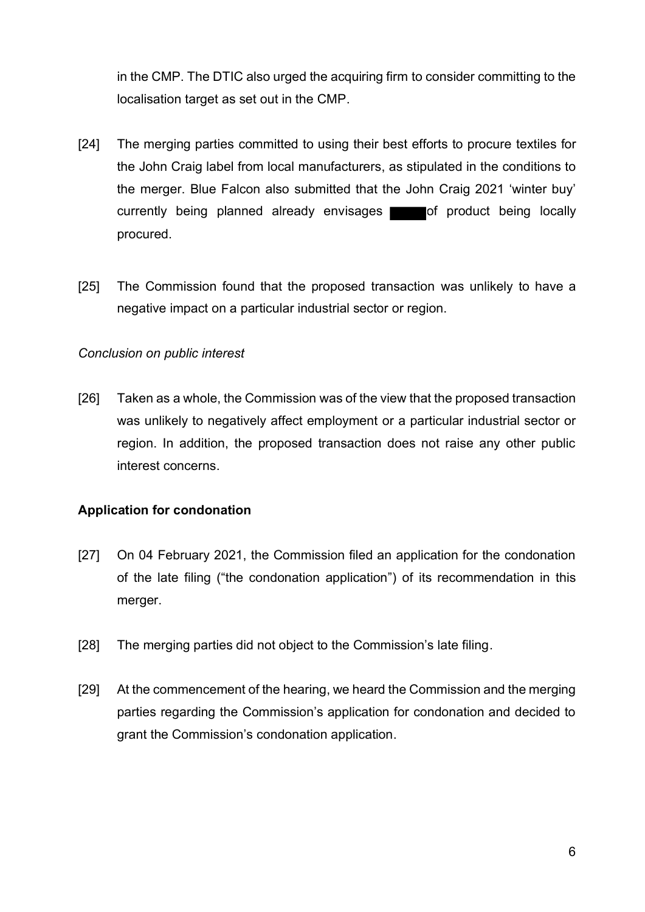in the CMP. The DTIC also urged the acquiring firm to consider committing to the localisation target as set out in the CMP.

[24] The merging parties committed to using their best efforts to procure textiles for the John Craig label from local manufacturers, as stipulated in the conditions to the merger. Blue Falcon also submitted that the John Craig 2021 'winter buy' currently being planned already envisages ████ of product being locally procured.

[25] The Commission found that the proposed transaction was unlikely to have a negative impact on a particular industrial sector or region.

*Conclusion on public interest*

[26] Taken as a whole, the Commission was of the view that the proposed transaction was unlikely to negatively affect employment or a particular industrial sector or region. In addition, the proposed transaction does not raise any other public interest concerns.

**Application for condonation**

[27] On 04 February 2021, the Commission filed an application for the condonation of the late filing ("the condonation application") of its recommendation in this merger.

[28] The merging parties did not object to the Commission's late filing.

[29] At the commencement of the hearing, we heard the Commission and the merging parties regarding the Commission's application for condonation and decided to grant the Commission's condonation application.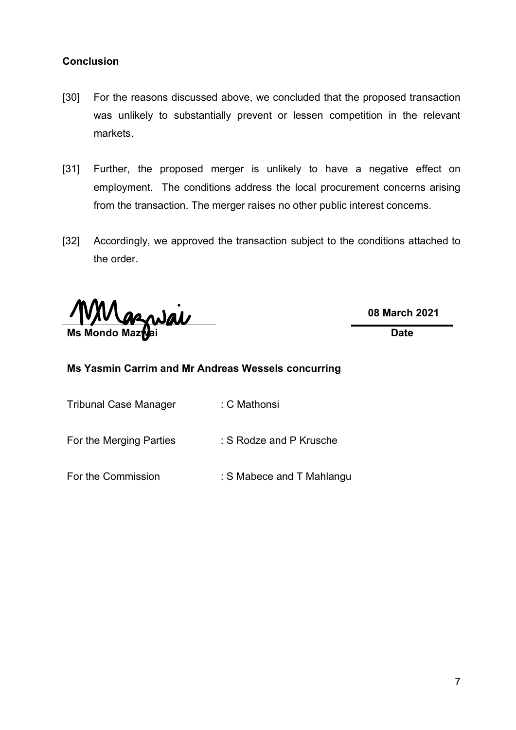**Conclusion**

[30] For the reasons discussed above, we concluded that the proposed transaction was unlikely to substantially prevent or lessen competition in the relevant markets.

[31] Further, the proposed merger is unlikely to have a negative effect on employment. The conditions address the local procurement concerns arising from the transaction. The merger raises no other public interest concerns.

[32] Accordingly, we approved the transaction subject to the conditions attached to the order.

**Ms Mondo Mazwai** — **08 March 2021** (**Date**)

**Ms Yasmin Carrim and Mr Andreas Wessels concurring**

| | |
|---|---|
| Tribunal Case Manager | : C Mathonsi |
| For the Merging Parties | : S Rodze and P Krusche |
| For the Commission | : S Mabece and T Mahlangu |